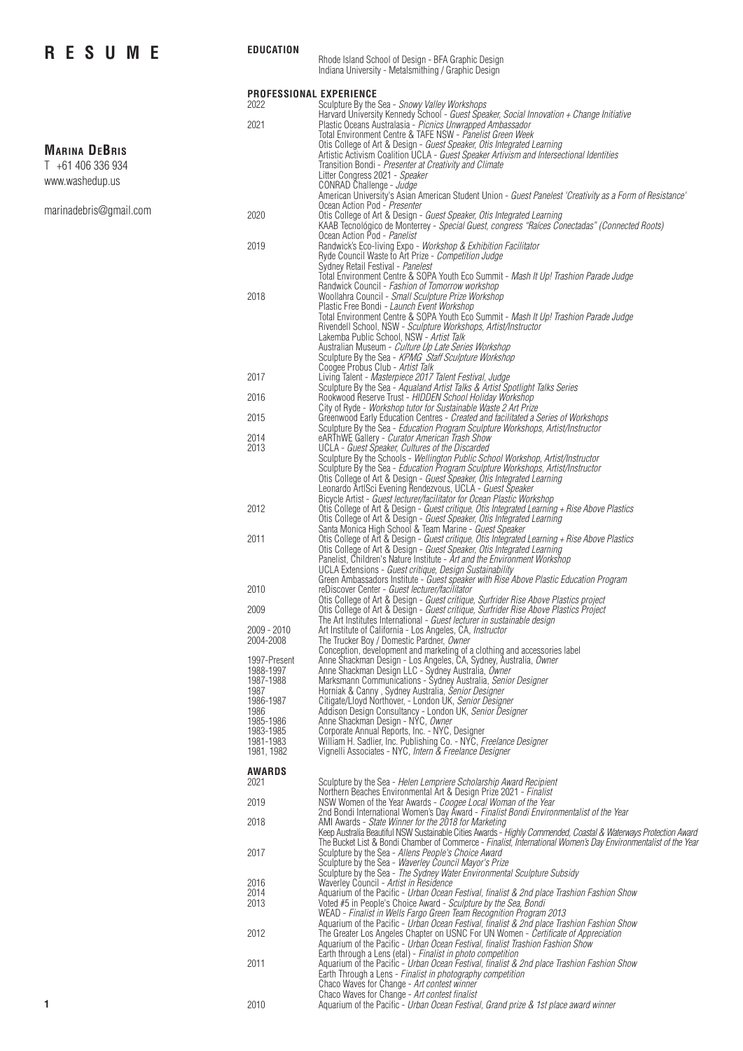# R E S U M E

**Marina DeBris**
T +61 406 336 934
www.washedup.us

marinadebris@gmail.com

## EDUCATION

Rhode Island School of Design - BFA Graphic Design
Indiana University - Metalsmithing / Graphic Design

## PROFESSIONAL EXPERIENCE

**2022**
Sculpture By the Sea - *Snowy Valley Workshops*
Harvard University Kennedy School - *Guest Speaker, Social Innovation + Change Initiative*

**2021**
Plastic Oceans Australasia - *Picnics Unwrapped Ambassador*
Total Environment Centre & TAFE NSW - *Panelist Green Week*
Otis College of Art & Design - *Guest Speaker, Otis Integrated Learning*
Artistic Activism Coalition UCLA - *Guest Speaker Artivism and Intersectional Identities*
Transition Bondi - *Presenter at Creativity and Climate*
Litter Congress 2021 - *Speaker*
CONRAD Challenge - *Judge*
American University's Asian American Student Union - *Guest Panelest 'Creativity as a Form of Resistance'*
Ocean Action Pod - *Presenter*

**2020**
Otis College of Art & Design - *Guest Speaker, Otis Integrated Learning*
KAAB Tecnológico de Monterrey - *Special Guest, congress "Raíces Conectadas" (Connected Roots)*
Ocean Action Pod - *Panelist*

**2019**
Randwick's Eco-living Expo - *Workshop & Exhibition Facilitator*
Ryde Council Waste to Art Prize - *Competition Judge*
Sydney Retail Festival - *Panelest*
Total Environment Centre & SOPA Youth Eco Summit - *Mash It Up! Trashion Parade Judge*
Randwick Council - *Fashion of Tomorrow workshop*

**2018**
Woollahra Council - *Small Sculpture Prize Workshop*
Plastic Free Bondi - *Launch Event Workshop*
Total Environment Centre & SOPA Youth Eco Summit - *Mash It Up! Trashion Parade Judge*
Rivendell School, NSW - *Sculpture Workshops, Artist/Instructor*
Lakemba Public School, NSW - *Artist Talk*
Australian Museum - *Culture Up Late Series Workshop*
Sculpture By the Sea - *KPMG Staff Sculpture Workshop*
Coogee Probus Club - *Artist Talk*

**2017**
Living Talent - *Masterpiece 2017 Talent Festival, Judge*
Sculpture By the Sea - *Aqualand Artist Talks & Artist Spotlight Talks Series*

**2016**
Rookwood Reserve Trust - *HIDDEN School Holiday Workshop*
City of Ryde - *Workshop tutor for Sustainable Waste 2 Art Prize*

**2015**
Greenwood Early Education Centres - *Created and facilitated a Series of Workshops*
Sculpture By the Sea - *Education Program Sculpture Workshops, Artist/Instructor*

**2014**
eARThWE Gallery - *Curator American Trash Show*

**2013**
UCLA - *Guest Speaker, Cultures of the Discarded*
Sculpture By the Schools - *Wellington Public School Workshop, Artist/Instructor*
Sculpture By the Sea - *Education Program Sculpture Workshops, Artist/Instructor*
Otis College of Art & Design - *Guest Speaker, Otis Integrated Learning*
Leonardo ArtISci Evening Rendezvous, UCLA - *Guest Speaker*
Bicycle Artist - *Guest lecturer/facilitator for Ocean Plastic Workshop*

**2012**
Otis College of Art & Design - *Guest critique, Otis Integrated Learning + Rise Above Plastics*
Otis College of Art & Design - *Guest Speaker, Otis Integrated Learning*
Santa Monica High School & Team Marine - *Guest Speaker*

**2011**
Otis College of Art & Design - *Guest critique, Otis Integrated Learning + Rise Above Plastics*
Otis College of Art & Design - *Guest Speaker, Otis Integrated Learning*
Panelist, Children's Nature Institute - *Art and the Environment Workshop*
UCLA Extensions - *Guest critique, Design Sustainability*
Green Ambassadors Institute - *Guest speaker with Rise Above Plastic Education Program*

**2010**
reDiscover Center - *Guest lecturer/facilitator*
Otis College of Art & Design - *Guest critique, Surfrider Rise Above Plastics project*

**2009**
Otis College of Art & Design - *Guest critique, Surfrider Rise Above Plastics Project*
The Art Institutes International - *Guest lecturer in sustainable design*

**2009 - 2010**
Art Institute of California - Los Angeles, CA, *Instructor*

**2004-2008**
The Trucker Boy / Domestic Pardner, *Owner*
Conception, development and marketing of a clothing and accessories label

**1997-Present** Anne Shackman Design - Los Angeles, CA, Sydney, Australia, *Owner*
**1988-1997** Anne Shackman Design LLC - Sydney Australia, *Owner*
**1987-1988** Marksmann Communications - Sydney Australia, *Senior Designer*
**1987** Horniak & Canny , Sydney Australia, *Senior Designer*
**1986-1987** Citigate/Lloyd Northover, - London UK, *Senior Designer*
**1986** Addison Design Consultancy - London UK, *Senior Designer*
**1985-1986** Anne Shackman Design - NYC, *Owner*
**1983-1985** Corporate Annual Reports, Inc. - NYC, Designer
**1981-1983** William H. Sadlier, Inc. Publishing Co. - NYC, *Freelance Designer*
**1981, 1982** Vignelli Associates - NYC, *Intern & Freelance Designer*

## AWARDS

**2021**
Sculpture by the Sea - *Helen Lempriere Scholarship Award Recipient*
Northern Beaches Environmental Art & Design Prize 2021 - *Finalist*

**2019**
NSW Women of the Year Awards - *Coogee Local Woman of the Year*
2nd Bondi International Women's Day Award - *Finalist Bondi Environmentalist of the Year*

**2018**
AMI Awards - *State Winner for the 2018 for Marketing*
Keep Australia Beautiful NSW Sustainable Cities Awards - *Highly Commended, Coastal & Waterways Protection Award*
The Bucket List & Bondi Chamber of Commerce - *Finalist, International Women's Day Environmentalist of the Year*

**2017**
Sculpture by the Sea - *Allens People's Choice Award*
Sculpture by the Sea - *Waverley Council Mayor's Prize*
Sculpture by the Sea - *The Sydney Water Environmental Sculpture Subsidy*

**2016**
Waverley Council - *Artist in Residence*

**2014**
Aquarium of the Pacific - *Urban Ocean Festival, finalist & 2nd place Trashion Fashion Show*

**2013**
Voted #5 in People's Choice Award - *Sculpture by the Sea, Bondi*
WEAD - *Finalist in Wells Fargo Green Team Recognition Program 2013*
Aquarium of the Pacific - *Urban Ocean Festival, finalist & 2nd place Trashion Fashion Show*

**2012**
The Greater Los Angeles Chapter on USNC For UN Women - *Certificate of Appreciation*
Aquarium of the Pacific - *Urban Ocean Festival, finalist Trashion Fashion Show*
Earth through a Lens (etal) - *Finalist in photo competition*

**2011**
Aquarium of the Pacific - *Urban Ocean Festival, finalist & 2nd place Trashion Fashion Show*
Earth Through a Lens - *Finalist in photography competition*
Chaco Waves for Change - *Art contest winner*
Chaco Waves for Change - *Art contest finalist*

**2010**
Aquarium of the Pacific - *Urban Ocean Festival, Grand prize & 1st place award winner*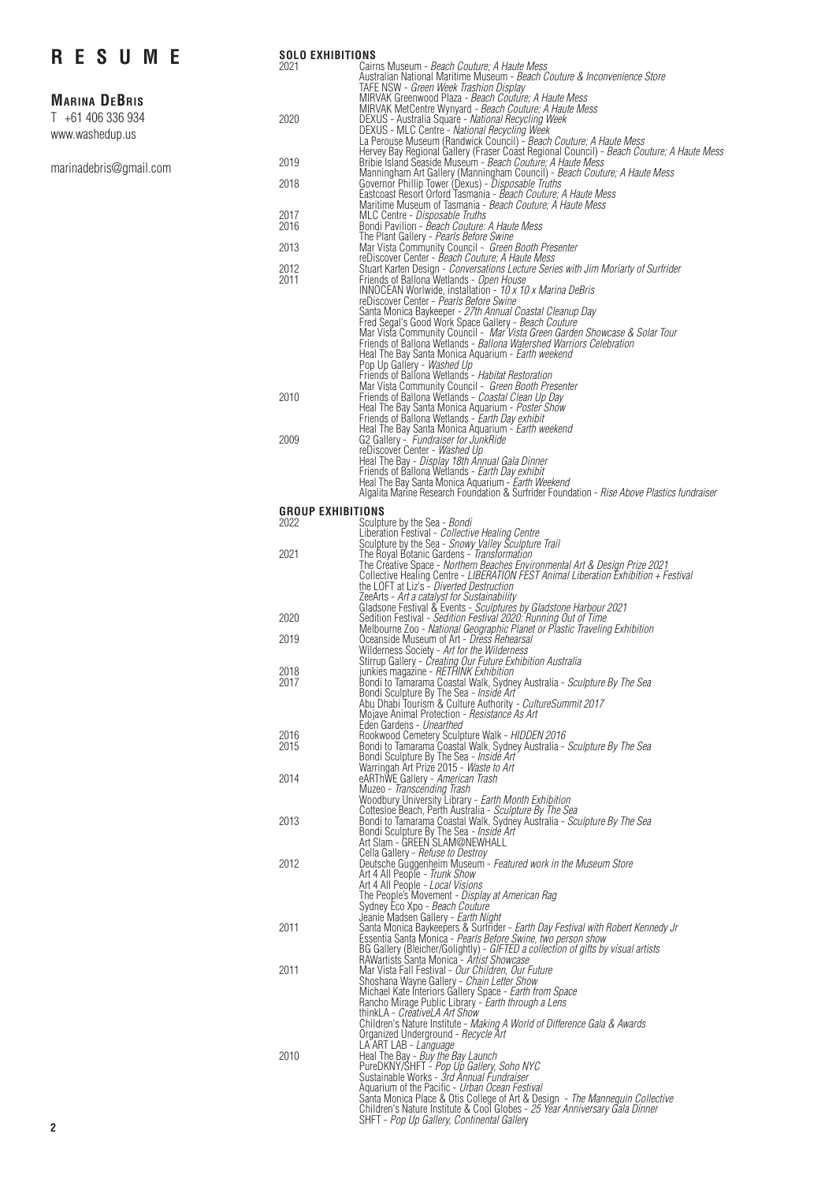# R E S U M E

**MARINA DEBRIS**

T +61 406 336 934

www.washedup.us

marinadebris@gmail.com

## SOLO EXHIBITIONS

**2021**
- Cairns Museum - *Beach Couture; A Haute Mess*
- Australian National Maritime Museum - *Beach Couture & Inconvenience Store*
- TAFE NSW - *Green Week Trashion Display*
- MIRVAK Greenwood Plaza - *Beach Couture; A Haute Mess*
- MIRVAK MetCentre Wynyard - *Beach Couture; A Haute Mess*

**2020**
- DEXUS - Australia Square - *National Recycling Week*
- DEXUS - MLC Centre - *National Recycling Week*
- La Perouse Museum (Randwick Council) - *Beach Couture; A Haute Mess*
- Hervey Bay Regional Gallery (Fraser Coast Regional Council) - *Beach Couture; A Haute Mess*

**2019**
- Bribie Island Seaside Museum - *Beach Couture; A Haute Mess*
- Manningham Art Gallery (Manningham Council) - *Beach Couture; A Haute Mess*

**2018**
- Governor Phillip Tower (Dexus) - *Disposable Truths*
- Eastcoast Resort Orford Tasmania - *Beach Couture; A Haute Mess*
- Maritime Museum of Tasmania - *Beach Couture; A Haute Mess*

**2017**
- MLC Centre - *Disposable Truths*

**2016**
- Bondi Pavilion - *Beach Couture: A Haute Mess*
- The Plant Gallery - *Pearls Before Swine*

**2013**
- Mar Vista Community Council - *Green Booth Presenter*
- reDiscover Center - *Beach Couture; A Haute Mess*

**2012**
- Stuart Karten Design - *Conversations Lecture Series with Jim Moriarty of Surfrider*

**2011**
- Friends of Ballona Wetlands - *Open House*
- INNOCEAN Worlwide, installation - *10 x 10 x Marina DeBris*
- reDiscover Center - *Pearls Before Swine*
- Santa Monica Baykeeper - *27th Annual Coastal Cleanup Day*
- Fred Segal's Good Work Space Gallery - *Beach Couture*
- Mar Vista Community Council - *Mar Vista Green Garden Showcase & Solar Tour*
- Friends of Ballona Wetlands - *Ballona Watershed Warriors Celebration*
- Heal The Bay Santa Monica Aquarium - *Earth weekend*
- Pop Up Gallery - *Washed Up*
- Friends of Ballona Wetlands - *Habitat Restoration*
- Mar Vista Community Council - *Green Booth Presenter*

**2010**
- Friends of Ballona Wetlands - *Coastal Clean Up Day*
- Heal The Bay Santa Monica Aquarium - *Poster Show*
- Friends of Ballona Wetlands - *Earth Day exhibit*
- Heal The Bay Santa Monica Aquarium - *Earth weekend*

**2009**
- G2 Gallery - *Fundraiser for JunkRide*
- reDiscover Center - *Washed Up*
- Heal The Bay - *Display 18th Annual Gala Dinner*
- Friends of Ballona Wetlands - *Earth Day exhibit*
- Heal The Bay Santa Monica Aquarium - *Earth Weekend*
- Algalita Marine Research Foundation & Surfrider Foundation - *Rise Above Plastics fundraiser*

## GROUP EXHIBITIONS

**2022**
- Sculpture by the Sea - *Bondi*
- Liberation Festival - *Collective Healing Centre*
- Sculpture by the Sea - *Snowy Valley Sculpture Trail*

**2021**
- The Royal Botanic Gardens - *Transformation*
- The Creative Space - *Northern Beaches Environmental Art & Design Prize 2021*
- Collective Healing Centre - *LIBERATION FEST Animal Liberation Exhibition + Festival*
- the LOFT at Liz's - *Diverted Destruction*
- ZeeArts - *Art a catalyst for Sustainability*
- Gladsone Festival & Events - *Sculptures by Gladstone Harbour 2021*

**2020**
- Sedition Festival - *Sedition Festival 2020: Running Out of Time*
- Melbourne Zoo - *National Geographic Planet or Plastic Traveling Exhibition*

**2019**
- Oceanside Museum of Art - *Dress Rehearsal*
- Wilderness Society - *Art for the Wilderness*
- Stirrup Gallery - *Creating Our Future Exhibition Australia*

**2018**
- junkies magazine - *RETHINK Exhibition*

**2017**
- Bondi to Tamarama Coastal Walk, Sydney Australia - *Sculpture By The Sea*
- Bondi Sculpture By The Sea - *Inside Art*
- Abu Dhabi Tourism & Culture Authority - *CultureSummit 2017*
- Mojave Animal Protection - *Resistance As Art*
- Eden Gardens - *Unearthed*

**2016**
- Rookwood Cemetery Sculpture Walk - *HIDDEN 2016*

**2015**
- Bondi to Tamarama Coastal Walk, Sydney Australia - *Sculpture By The Sea*
- Bondi Sculpture By The Sea - *Inside Art*
- Warringah Art Prize 2015 - *Waste to Art*

**2014**
- eARThWE Gallery - *American Trash*
- Muzeo - *Transcending Trash*
- Woodbury University Library - *Earth Month Exhibition*
- Cottesloe Beach, Perth Australia - *Sculpture By The Sea*

**2013**
- Bondi to Tamarama Coastal Walk, Sydney Australia - *Sculpture By The Sea*
- Bondi Sculpture By The Sea - *Inside Art*
- Art Slam - GREEN SLAM@NEWHALL
- Cella Gallery - *Refuse to Destroy*

**2012**
- Deutsche Guggenheim Museum - *Featured work in the Museum Store*
- Art 4 All People - *Trunk Show*
- Art 4 All People - *Local Visions*
- The People's Movement - *Display at American Rag*
- Sydney Eco Xpo - *Beach Couture*
- Jeanie Madsen Gallery - *Earth Night*

**2011**
- Santa Monica Baykeepers & Surfrider - *Earth Day Festival with Robert Kennedy Jr*
- Essentia Santa Monica - *Pearls Before Swine, two person show*
- BG Gallery (Bleicher/Golightly) - *GIFTED a collection of gifts by visual artists*
- RAWartists Santa Monica - *Artist Showcase*

**2011**
- Mar Vista Fall Festival - *Our Children, Our Future*
- Shoshana Wayne Gallery - *Chain Letter Show*
- Michael Kate Interiors Gallery Space - *Earth from Space*
- Rancho Mirage Public Library - *Earth through a Lens*
- thinkLA - *CreativeLA Art Show*
- Children's Nature Institute - *Making A World of Difference Gala & Awards*
- Organized Underground - *Recycle Art*
- LA ART LAB - *Language*

**2010**
- Heal The Bay - *Buy the Bay Launch*
- PureDKNY/SHFT - *Pop Up Gallery, Soho NYC*
- Sustainable Works - *3rd Annual Fundraiser*
- Aquarium of the Pacific - *Urban Ocean Festival*
- Santa Monica Place & Otis College of Art & Design - *The Mannequin Collective*
- Children's Nature Institute & Cool Globes - *25 Year Anniversary Gala Dinner*
- SHFT - *Pop Up Gallery, Continental Gallery*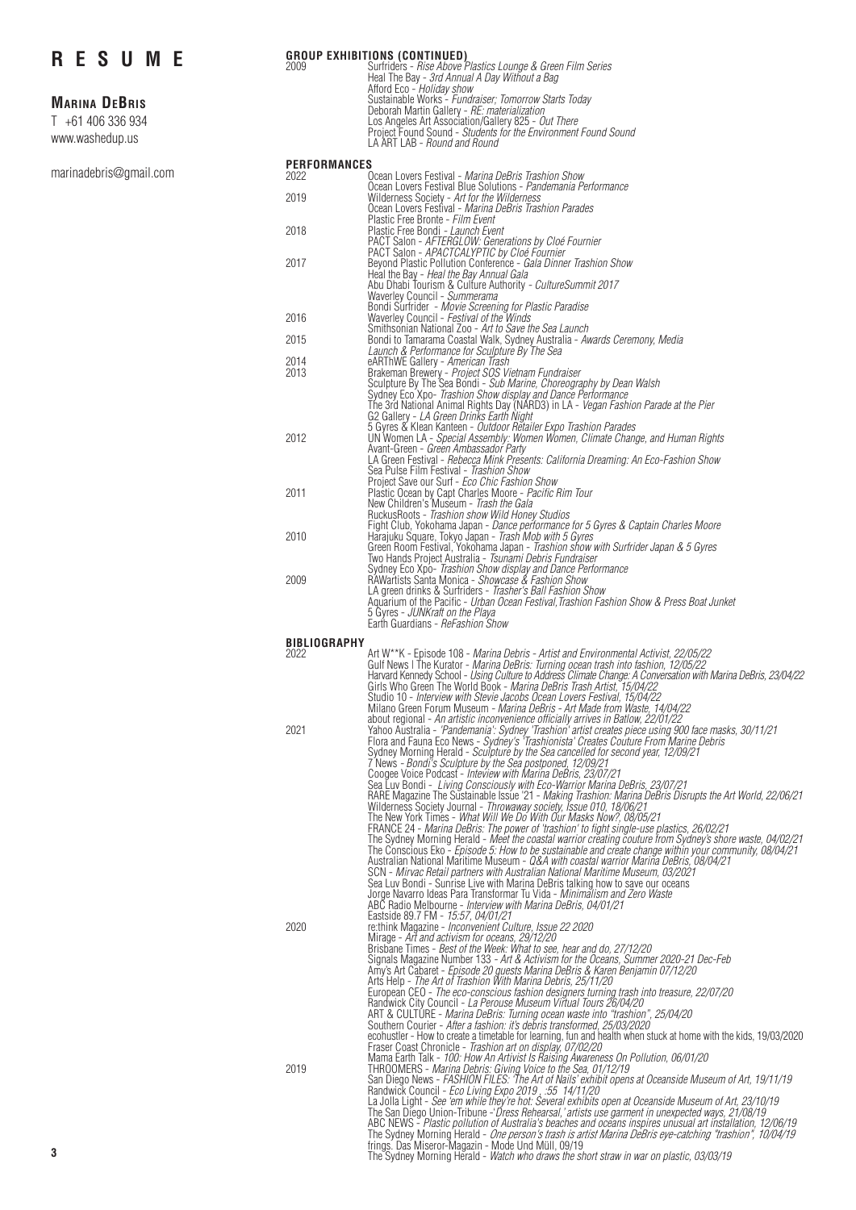# RESUME

## Marina DeBris

T +61 406 336 934
www.washedup.us

marinadebris@gmail.com

## GROUP EXHIBITIONS (CONTINUED)

**2009**
- Surfriders - *Rise Above Plastics Lounge & Green Film Series*
- Heal The Bay - *3rd Annual A Day Without a Bag*
- Afford Eco - *Holiday show*
- Sustainable Works - *Fundraiser; Tomorrow Starts Today*
- Deborah Martin Gallery - *RE: materialization*
- Los Angeles Art Association/Gallery 825 - *Out There*
- Project Found Sound - *Students for the Environment Found Sound*
- LA ART LAB - *Round and Round*

## PERFORMANCES

**2022**
- Ocean Lovers Festival - *Marina DeBris Trashion Show*
- Ocean Lovers Festival Blue Solutions - *Pandemania Performance*

**2019**
- Wilderness Society - *Art for the Wilderness*
- Ocean Lovers Festival - *Marina DeBris Trashion Parades*
- Plastic Free Bronte - *Film Event*

**2018**
- Plastic Free Bondi - *Launch Event*
- PACT Salon - *AFTERGLOW: Generations by Cloé Fournier*
- PACT Salon - *APACTCALYPTIC by Cloé Fournier*

**2017**
- Beyond Plastic Pollution Conference - *Gala Dinner Trashion Show*
- Heal the Bay - *Heal the Bay Annual Gala*
- Abu Dhabi Tourism & Culture Authority - *CultureSummit 2017*
- Waverley Council - *Summerama*
- Bondi Surfrider - *Movie Screening for Plastic Paradise*

**2016**
- Waverley Council - *Festival of the Winds*
- Smithsonian National Zoo - *Art to Save the Sea Launch*

**2015**
- Bondi to Tamarama Coastal Walk, Sydney Australia - *Awards Ceremony, Media Launch & Performance for Sculpture By The Sea*

**2014**
- eARThWE Gallery - *American Trash*

**2013**
- Brakeman Brewery - *Project SOS Vietnam Fundraiser*
- Sculpture By The Sea Bondi - *Sub Marine, Choreography by Dean Walsh*
- Sydney Eco Xpo- *Trashion Show display and Dance Performance*
- The 3rd National Animal Rights Day (NARD3) in LA - *Vegan Fashion Parade at the Pier*
- G2 Gallery - *LA Green Drinks Earth Night*
- 5 Gyres & Klean Kanteen - *Outdoor Retailer Expo Trashion Parades*

**2012**
- UN Women LA - *Special Assembly: Women Women, Climate Change, and Human Rights*
- Avant-Green - *Green Ambassador Party*
- LA Green Festival - *Rebecca Mink Presents: California Dreaming: An Eco-Fashion Show*
- Sea Pulse Film Festival - *Trashion Show*
- Project Save our Surf - *Eco Chic Fashion Show*

**2011**
- Plastic Ocean by Capt Charles Moore - *Pacific Rim Tour*
- New Children's Museum - *Trash the Gala*
- RuckusRoots - *Trashion show Wild Honey Studios*
- Fight Club, Yokohama Japan - *Dance performance for 5 Gyres & Captain Charles Moore*

**2010**
- Harajuku Square, Tokyo Japan - *Trash Mob with 5 Gyres*
- Green Room Festival, Yokohama Japan - *Trashion show with Surfrider Japan & 5 Gyres*
- Two Hands Project Australia - *Tsunami Debris Fundraiser*
- Sydney Eco Xpo- *Trashion Show display and Dance Performance*

**2009**
- RAWartists Santa Monica - *Showcase & Fashion Show*
- LA green drinks & Surfriders - *Trasher's Ball Fashion Show*
- Aquarium of the Pacific - *Urban Ocean Festival,Trashion Fashion Show & Press Boat Junket*
- 5 Gyres - *JUNKraft on the Playa*
- Earth Guardians - *ReFashion Show*

## BIBLIOGRAPHY

**2022**
- Art W**K - Episode 108 - *Marina Debris - Artist and Environmental Activist, 22/05/22*
- Gulf News I The Kurator - *Marina DeBris: Turning ocean trash into fashion, 12/05/22*
- Harvard Kennedy School - *Using Culture to Address Climate Change: A Conversation with Marina DeBris, 23/04/22*
- Girls Who Green The World Book - *Marina DeBris Trash Artist, 15/04/22*
- Studio 10 - *Interview with Stevie Jacobs Ocean Lovers Festival, 15/04/22*
- Milano Green Forum Museum - *Marina DeBris - Art Made from Waste, 14/04/22*
- about regional - *An artistic inconvenience officially arrives in Batlow, 22/01/22*

**2021**
- Yahoo Australia - *'Pandemania': Sydney 'Trashion' artist creates piece using 900 face masks, 30/11/21*
- Flora and Fauna Eco News - *Sydney's 'Trashionista' Creates Couture From Marine Debris*
- Sydney Morning Herald - *Sculpture by the Sea cancelled for second year, 12/09/21*
- 7 News - *Bondi's Sculpture by the Sea postponed, 12/09/21*
- Coogee Voice Podcast - *Inteview with Marina DeBris, 23/07/21*
- Sea Luv Bondi - *Living Consciously with Eco-Warrior Marina DeBris, 23/07/21*
- RARE Magazine The Sustainable Issue '21 - *Making Trashion: Marina DeBris Disrupts the Art World, 22/06/21*
- Wilderness Society Journal - *Throwaway society, Issue 010, 18/06/21*
- The New York Times - *What Will We Do With Our Masks Now?, 08/05/21*
- FRANCE 24 - *Marina DeBris: The power of 'trashion' to fight single-use plastics, 26/02/21*
- The Sydney Morning Herald - *Meet the coastal warrior creating couture from Sydney's shore waste, 04/02/21*
- The Conscious Eko - *Episode 5: How to be sustainable and create change within your community, 08/04/21*
- Australian National Maritime Museum - *Q&A with coastal warrior Marina DeBris, 08/04/21*
- SCN - *Mirvac Retail partners with Australian National Maritime Museum, 03/2021*
- Sea Luv Bondi - Sunrise Live with Marina DeBris talking how to save our oceans
- Jorge Navarro Ideas Para Transformar Tu Vida - *Minimalism and Zero Waste*
- ABC Radio Melbourne - *Interview with Marina DeBris, 04/01/21*
- Eastside 89.7 FM - *15:57, 04/01/21*

**2020**
- re:think Magazine - *Inconvenient Culture, Issue 22 2020*
- Mirage - *Art and activism for oceans, 29/12/20*
- Brisbane Times - *Best of the Week: What to see, hear and do, 27/12/20*
- Signals Magazine Number 133 - *Art & Activism for the Oceans, Summer 2020-21 Dec-Feb*
- Amy's Art Cabaret - *Episode 20 guests Marina DeBris & Karen Benjamin 07/12/20*
- Arts Help - *The Art of Trashion With Marina Debris, 25/11/20*
- European CEO - *The eco-conscious fashion designers turning trash into treasure, 22/07/20*
- Randwick City Council - *La Perouse Museum Virtual Tours 26/04/20*
- ART & CULTURE - *Marina DeBris: Turning ocean waste into "trashion", 25/04/20*
- Southern Courier - *After a fashion: it's debris transformed, 25/03/2020*
- ecohustler - How to create a timetable for learning, fun and health when stuck at home with the kids, 19/03/2020
- Fraser Coast Chronicle - *Trashion art on display, 07/02/20*
- Mama Earth Talk - *100: How An Artivist Is Raising Awareness On Pollution, 06/01/20*

**2019**
- THROOMERS - *Marina Debris: Giving Voice to the Sea, 01/12/19*
- San Diego News - *FASHION FILES: 'The Art of Nails' exhibit opens at Oceanside Museum of Art, 19/11/19*
- Randwick Council - *Eco Living Expo 2019 , :55 14/11/20*
- La Jolla Light - *See 'em while they're hot: Several exhibits open at Oceanside Museum of Art, 23/10/19*
- The San Diego Union-Tribune -*'Dress Rehearsal,' artists use garment in unexpected ways, 21/08/19*
- ABC NEWS - *Plastic pollution of Australia's beaches and oceans inspires unusual art installation, 12/06/19*
- The Sydney Morning Herald - *One person's trash is artist Marina DeBris eye-catching "trashion", 10/04/19*
- frings. Das Miseror-Magazin - Mode Und Müll, 09/19
- The Sydney Morning Herald - *Watch who draws the short straw in war on plastic, 03/03/19*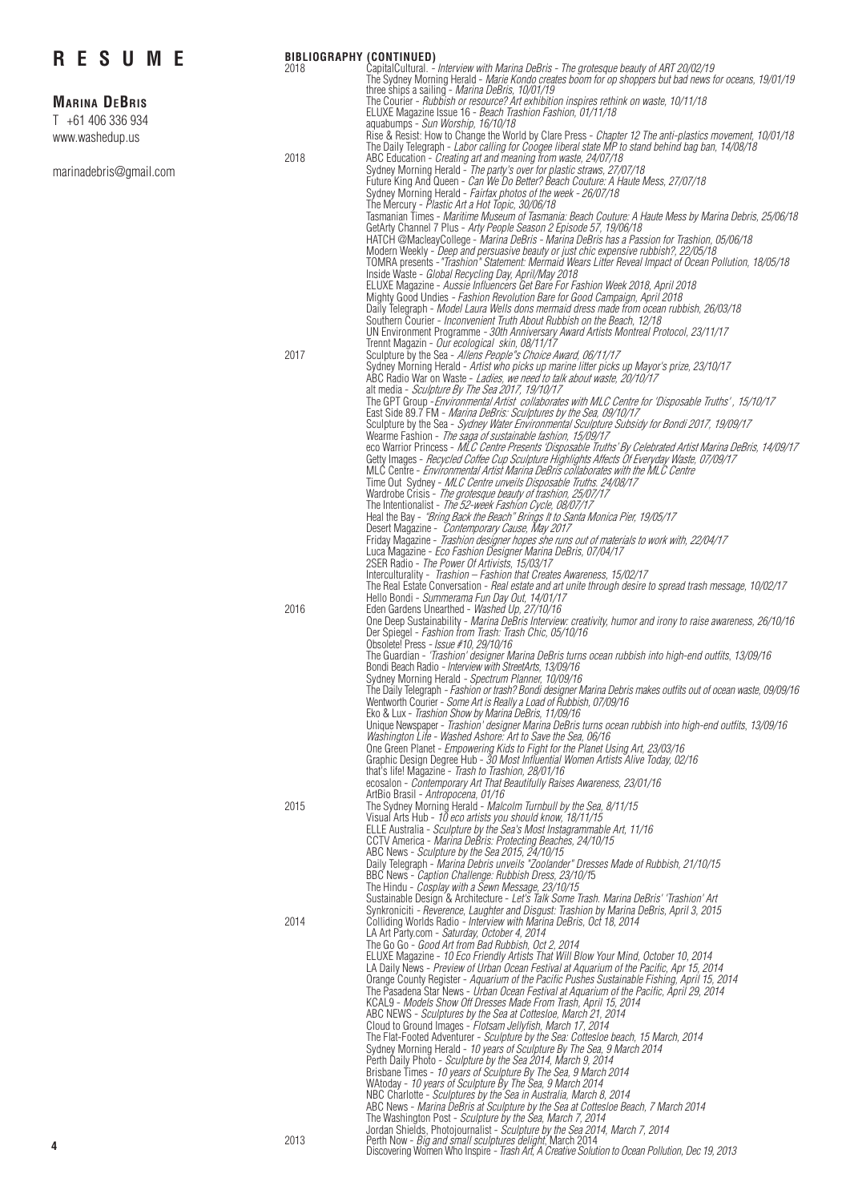# R E S U M E

**Marina DeBris**

T +61 406 336 934

www.washedup.us

marinadebris@gmail.com

## BIBLIOGRAPHY (CONTINUED)

**2018**

CapitalCultural. - *Interview with Marina DeBris - The grotesque beauty of ART 20/02/19*
The Sydney Morning Herald - *Marie Kondo creates boom for op shoppers but bad news for oceans, 19/01/19*
three ships a sailing - *Marina DeBris, 10/01/19*
The Courier - *Rubbish or resource? Art exhibition inspires rethink on waste, 10/11/18*
ELUXE Magazine Issue 16 - *Beach Trashion Fashion, 01/11/18*
aquabumps - *Sun Worship, 16/10/18*
Rise & Resist: How to Change the World by Clare Press - *Chapter 12 The anti-plastics movement, 10/01/18*
The Daily Telegraph - *Labor calling for Coogee liberal state MP to stand behind bag ban, 14/08/18*

**2018**

ABC Education - *Creating art and meaning from waste, 24/07/18*
Sydney Morning Herald - *The party's over for plastic straws, 27/07/18*
Future King And Queen - *Can We Do Better? Beach Couture: A Haute Mess, 27/07/18*
Sydney Morning Herald - *Fairfax photos of the week - 26/07/18*
The Mercury - *Plastic Art a Hot Topic, 30/06/18*
Tasmanian Times - *Maritime Museum of Tasmania: Beach Couture: A Haute Mess by Marina Debris, 25/06/18*
GetArty Channel 7 Plus - *Arty People Season 2 Episode 57, 19/06/18*
HATCH @MacleayCollege - *Marina DeBris - Marina DeBris has a Passion for Trashion, 05/06/18*
Modern Weekly - *Deep and persuasive beauty or just chic expensive rubbish?, 22/05/18*
TOMRA presents - *"Trashion" Statement: Mermaid Wears Litter Reveal Impact of Ocean Pollution, 18/05/18*
Inside Waste - *Global Recycling Day, April/May 2018*
ELUXE Magazine - *Aussie Influencers Get Bare For Fashion Week 2018, April 2018*
Mighty Good Undies - *Fashion Revolution Bare for Good Campaign, April 2018*
Daily Telegraph - *Model Laura Wells dons mermaid dress made from ocean rubbish, 26/03/18*
Southern Courier - *Inconvenient Truth About Rubbish on the Beach, 12/18*
UN Environment Programme - *30th Anniversary Award Artists Montreal Protocol, 23/11/17*
Trennt Magazin - *Our ecological skin, 08/11/17*

**2017**

Sculpture by the Sea - *Allens People"s Choice Award, 06/11/17*
Sydney Morning Herald - *Artist who picks up marine litter picks up Mayor's prize, 23/10/17*
ABC Radio War on Waste - *Ladies, we need to talk about waste, 20/10/17*
alt media - *Sculpture By The Sea 2017, 19/10/17*
The GPT Group -*Environmental Artist collaborates with MLC Centre for 'Disposable Truths' , 15/10/17*
East Side 89.7 FM - *Marina DeBris: Sculptures by the Sea, 09/10/17*
Sculpture by the Sea - *Sydney Water Environmental Sculpture Subsidy for Bondi 2017, 19/09/17*
Wearme Fashion - *The saga of sustainable fashion, 15/09/17*
eco Warrior Princess - *MLC Centre Presents 'Disposable Truths' By Celebrated Artist Marina DeBris, 14/09/17*
Getty Images - *Recycled Coffee Cup Sculpture Highlights Affects Of Everyday Waste, 07/09/17*
MLC Centre - *Environmental Artist Marina DeBris collaborates with the MLC Centre*
Time Out Sydney - *MLC Centre unveils Disposable Truths. 24/08/17*
Wardrobe Crisis - *The grotesque beauty of trashion, 25/07/17*
The Intentionalist - *The 52-week Fashion Cycle, 08/07/17*
Heal the Bay - *"Bring Back the Beach" Brings It to Santa Monica Pier, 19/05/17*
Desert Magazine - *Contemporary Cause, May 2017*
Friday Magazine - *Trashion designer hopes she runs out of materials to work with, 22/04/17*
Luca Magazine - *Eco Fashion Designer Marina DeBris, 07/04/17*
2SER Radio - *The Power Of Artivists, 15/03/17*
Interculturality - *Trashion – Fashion that Creates Awareness, 15/02/17*
The Real Estate Conversation - *Real estate and art unite through desire to spread trash message, 10/02/17*
Hello Bondi - *Summerama Fun Day Out, 14/01/17*

**2016**

Eden Gardens Unearthed - *Washed Up, 27/10/16*
One Deep Sustainability - *Marina DeBris Interview: creativity, humor and irony to raise awareness, 26/10/16*
Der Spiegel - *Fashion from Trash: Trash Chic, 05/10/16*
Obsolete! Press - *Issue #10, 29/10/16*
The Guardian - *'Trashion' designer Marina DeBris turns ocean rubbish into high-end outfits, 13/09/16*
Bondi Beach Radio - *Interview with StreetArts, 13/09/16*
Sydney Morning Herald - *Spectrum Planner, 10/09/16*
The Daily Telegraph - *Fashion or trash? Bondi designer Marina Debris makes outfits out of ocean waste, 09/09/16*
Wentworth Courier - *Some Art is Really a Load of Rubbish, 07/09/16*
Eko & Lux - *Trashion Show by Marina DeBris, 11/09/16*
Unique Newspaper - *Trashion' designer Marina DeBris turns ocean rubbish into high-end outfits, 13/09/16*
*Washington Life - Washed Ashore: Art to Save the Sea, 06/16*
One Green Planet - *Empowering Kids to Fight for the Planet Using Art, 23/03/16*
Graphic Design Degree Hub - *30 Most Influential Women Artists Alive Today, 02/16*
that's life! Magazine - *Trash to Trashion, 28/01/16*
ecosalon - *Contemporary Art That Beautifully Raises Awareness, 23/01/16*
ArtBio Brasil - *Antropocena, 01/16*

**2015**

The Sydney Morning Herald - *Malcolm Turnbull by the Sea, 8/11/15*
Visual Arts Hub - *10 eco artists you should know, 18/11/15*
ELLE Australia - *Sculpture by the Sea's Most Instagrammable Art, 11/16*
CCTV America - *Marina DeBris: Protecting Beaches, 24/10/15*
ABC News - *Sculpture by the Sea 2015, 24/10/15*
Daily Telegraph - *Marina Debris unveils "Zoolander" Dresses Made of Rubbish, 21/10/15*
BBC News - *Caption Challenge: Rubbish Dress, 23/10/1*5
The Hindu - *Cosplay with a Sewn Message, 23/10/15*
Sustainable Design & Architecture - *Let's Talk Some Trash. Marina DeBris' 'Trashion' Art*
Synkroniciti - *Reverence, Laughter and Disgust: Trashion by Marina DeBris, April 3, 2015*

**2014**

Colliding Worlds Radio - *Interview with Marina DeBris, Oct 18, 2014*
LA Art Party.com - *Saturday, October 4, 2014*
The Go Go - *Good Art from Bad Rubbish, Oct 2, 2014*
ELUXE Magazine - *10 Eco Friendly Artists That Will Blow Your Mind, October 10, 2014*
LA Daily News - *Preview of Urban Ocean Festival at Aquarium of the Pacific, Apr 15, 2014*
Orange County Register - *Aquarium of the Pacific Pushes Sustainable Fishing, April 15, 2014*
The Pasadena Star News - *Urban Ocean Festival at Aquarium of the Pacific, April 29, 2014*
KCAL9 - *Models Show Off Dresses Made From Trash, April 15, 2014*
ABC NEWS - *Sculptures by the Sea at Cottesloe, March 21, 2014*
Cloud to Ground Images - *Flotsam Jellyfish, March 17, 2014*
The Flat-Footed Adventurer - *Sculpture by the Sea: Cottesloe beach, 15 March, 2014*
Sydney Morning Herald - *10 years of Sculpture By The Sea, 9 March 2014*
Perth Daily Photo - *Sculpture by the Sea 2014, March 9, 2014*
Brisbane Times - *10 years of Sculpture By The Sea, 9 March 2014*
WAtoday - *10 years of Sculpture By The Sea, 9 March 2014*
NBC Charlotte - *Sculptures by the Sea in Australia, March 8, 2014*
ABC News - *Marina DeBris at Sculpture by the Sea at Cottesloe Beach, 7 March 2014*
The Washington Post - *Sculpture by the Sea, March 7, 2014*
Jordan Shields, Photojournalist - *Sculpture by the Sea 2014, March 7, 2014*
Perth Now - *Big and small sculptures delight,* March 2014

**2013**

Discovering Women Who Inspire - *Trash Art, A Creative Solution to Ocean Pollution, Dec 19, 2013*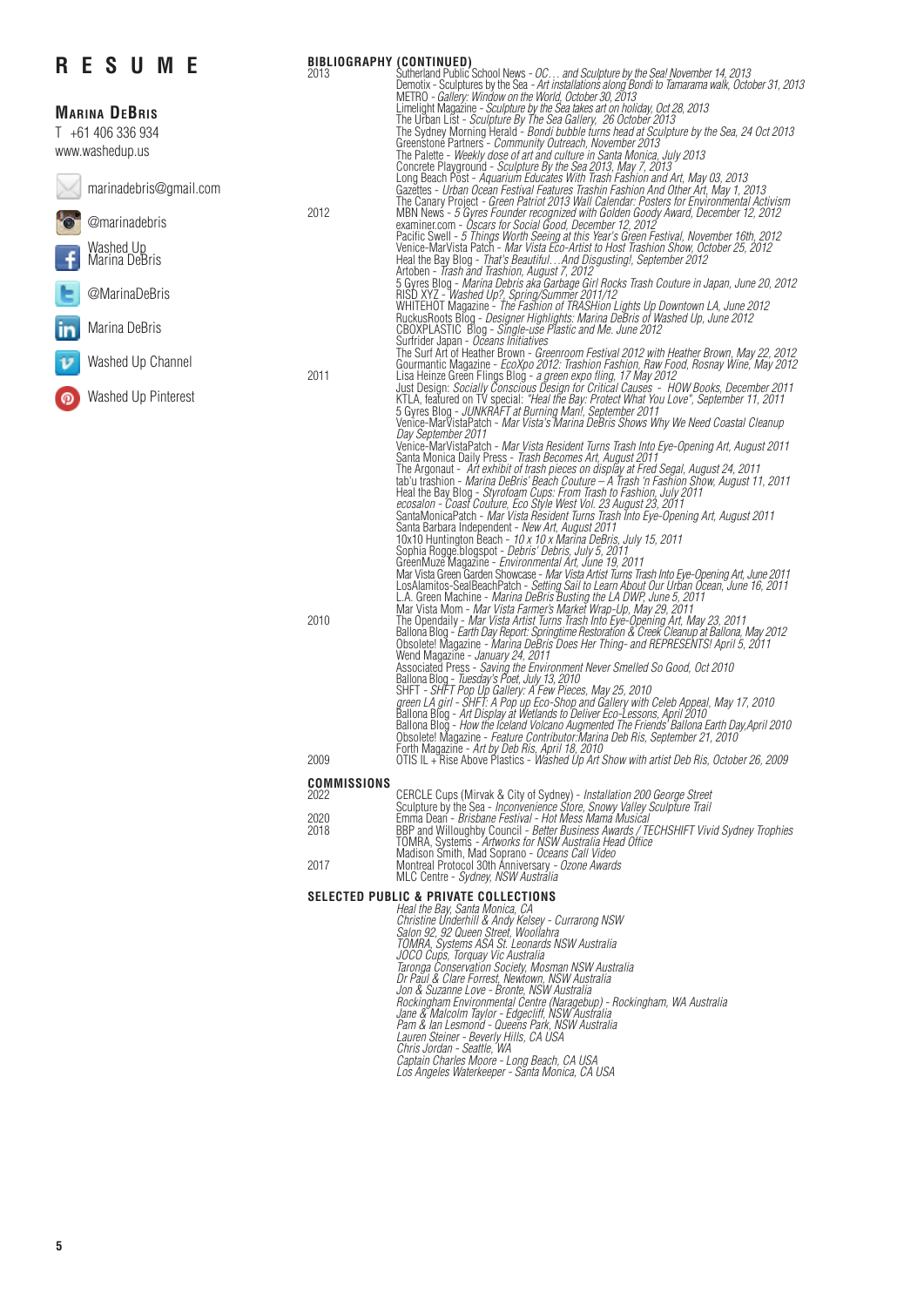# RESUME

## Marina DeBris

T +61 406 336 934
www.washedup.us

marinadebris@gmail.com

@marinadebris

Washed Up
Marina DeBris

@MarinaDeBris

Marina DeBris

Washed Up Channel

Washed Up Pinterest

### BIBLIOGRAPHY (CONTINUED)

**2013**
Sutherland Public School News - *OC… and Sculpture by the Sea! November 14, 2013*
Demotix - Sculptures by the Sea - *Art installations along Bondi to Tamarama walk, October 31, 2013*
METRO - *Gallery: Window on the World, October 30, 2013*
Limelight Magazine - *Sculpture by the Sea takes art on holiday, Oct 28, 2013*
The Urban List - *Sculpture By The Sea Gallery, 26 October 2013*
The Sydney Morning Herald - *Bondi bubble turns head at Sculpture by the Sea, 24 Oct 2013*
Greenstone Partners - *Community Outreach, November 2013*
The Palette - *Weekly dose of art and culture in Santa Monica, July 2013*
Concrete Playground - *Sculpture By the Sea 2013, May 7, 2013*
Long Beach Post - *Aquarium Educates With Trash Fashion and Art, May 03, 2013*
Gazettes - *Urban Ocean Festival Features Trashin Fashion And Other Art, May 1, 2013*
The Canary Project - *Green Patriot 2013 Wall Calendar: Posters for Environmental Activism*

**2012**
MBN News - *5 Gyres Founder recognized with Golden Goody Award, December 12, 2012*
examiner.com - *Oscars for Social Good, December 12, 2012*
Pacific Swell - *5 Things Worth Seeing at this Year's Green Festival, November 16th, 2012*
Venice-MarVista Patch - *Mar Vista Eco-Artist to Host Trashion Show, October 25, 2012*
Heal the Bay Blog - *That's Beautiful…And Disgusting!, September 2012*
Artoben - *Trash and Trashion, August 7, 2012*
5 Gyres Blog - *Marina Debris aka Garbage Girl Rocks Trash Couture in Japan, June 20, 2012*
RISD XYZ - *Washed Up?, Spring/Summer 2011/12*
WHITEHOT Magazine - *The Fashion of TRASHion Lights Up Downtown LA, June 2012*
RuckusRoots Blog - *Designer Highlights: Marina DeBris of Washed Up, June 2012*
CBOXPLASTIC Blog - *Single-use Plastic and Me. June 2012*
Surfrider Japan - *Oceans Initiatives*
The Surf Art of Heather Brown - *Greenroom Festival 2012 with Heather Brown, May 22, 2012*
Gourmantic Magazine - *EcoXpo 2012: Trashion Fashion, Raw Food, Rosnay Wine, May 2012*
Lisa Heinze Green Flings Blog - *a green expo fling, 17 May 2012*

**2011**
Just Design: *Socially Conscious Design for Critical Causes - HOW Books, December 2011*
KTLA, featured on TV special: *"Heal the Bay: Protect What You Love", September 11, 2011*
5 Gyres Blog - *JUNKRAFT at Burning Man!, September 2011*
Venice-MarVistaPatch - *Mar Vista's Marina DeBris Shows Why We Need Coastal Cleanup Day September 2011*
Venice-MarVistaPatch - *Mar Vista Resident Turns Trash Into Eye-Opening Art, August 2011*
Santa Monica Daily Press - *Trash Becomes Art, August 2011*
The Argonaut - *Art exhibit of trash pieces on display at Fred Segal, August 24, 2011*
tab'u trashion - *Marina DeBris' Beach Couture – A Trash 'n Fashion Show, August 11, 2011*
Heal the Bay Blog - *Styrofoam Cups: From Trash to Fashion, July 2011*
*ecosalon - Coast Couture, Eco Style West Vol. 23 August 23, 2011*
SantaMonicaPatch - *Mar Vista Resident Turns Trash Into Eye-Opening Art, August 2011*
Santa Barbara Independent - *New Art, August 2011*
10x10 Huntington Beach - *10 x 10 x Marina DeBris, July 15, 2011*
Sophia Rogge.blogspot - *Debris' Debris, July 5, 2011*
GreenMuze Magazine - *Environmental Art, June 19, 2011*
Mar Vista Green Garden Showcase - *Mar Vista Artist Turns Trash Into Eye-Opening Art, June 2011*
LosAlamitos-SealBeachPatch - *Setting Sail to Learn About Our Urban Ocean, June 16, 2011*
L.A. Green Machine - *Marina DeBris Busting the LA DWP, June 5, 2011*
Mar Vista Mom - *Mar Vista Farmer's Market Wrap-Up, May 29, 2011*

**2010**
The Opendaily - *Mar Vista Artist Turns Trash Into Eye-Opening Art, May 23, 2011*
Ballona Blog - *Earth Day Report: Springtime Restoration & Creek Cleanup at Ballona, May 2012*
Obsolete! Magazine - *Marina DeBris Does Her Thing- and REPRESENTS! April 5, 2011*
Wend Magazine - *January 24, 2011*
Associated Press - *Saving the Environment Never Smelled So Good, Oct 2010*
Ballona Blog - *Tuesday's Poet, July 13, 2010*
SHFT - *SHFT Pop Up Gallery: A Few Pieces, May 25, 2010*
*green LA girl - SHFT: A Pop up Eco-Shop and Gallery with Celeb Appeal, May 17, 2010*
Ballona Blog - *Art Display at Wetlands to Deliver Eco-Lessons, April 2010*
Ballona Blog - *How the Iceland Volcano Augmented The Friends' Ballona Earth Day,April 2010*
Obsolete! Magazine - *Feature Contributor:Marina Deb Ris, September 21, 2010*
Forth Magazine - *Art by Deb Ris, April 18, 2010*

**2009**
OTIS IL + Rise Above Plastics - *Washed Up Art Show with artist Deb Ris, October 26, 2009*

### COMMISSIONS

**2022**
CERCLE Cups (Mirvak & City of Sydney) - *Installation 200 George Street*
Sculpture by the Sea - *Inconvenience Store, Snowy Valley Sculpture Trail*

**2020**
Emma Dean - *Brisbane Festival - Hot Mess Mama Musical*

**2018**
BBP and Willoughby Council - *Better Business Awards / TECHSHIFT Vivid Sydney Trophies*
TOMRA, Systems - *Artworks for NSW Australia Head Office*
Madison Smith, Mad Soprano - *Oceans Call Video*

**2017**
Montreal Protocol 30th Anniversary - *Ozone Awards*
MLC Centre - *Sydney, NSW Australia*

### SELECTED PUBLIC & PRIVATE COLLECTIONS

*Heal the Bay, Santa Monica, CA*
*Christine Underhill & Andy Kelsey - Currarong NSW*
*Salon 92, 92 Queen Street, Woollahra*
*TOMRA, Systems ASA St. Leonards NSW Australia*
*JOCO Cups, Torquay Vic Australia*
*Taronga Conservation Society, Mosman NSW Australia*
*Dr Paul & Clare Forrest, Newtown, NSW Australia*
*Jon & Suzanne Love - Bronte, NSW Australia*
*Rockingham Environmental Centre (Naragebup) - Rockingham, WA Australia*
*Jane & Malcolm Taylor - Edgecliff, NSW Australia*
*Pam & Ian Lesmond - Queens Park, NSW Australia*
*Lauren Steiner - Beverly Hills, CA USA*
*Chris Jordan - Seattle, WA*
*Captain Charles Moore - Long Beach, CA USA*
*Los Angeles Waterkeeper - Santa Monica, CA USA*